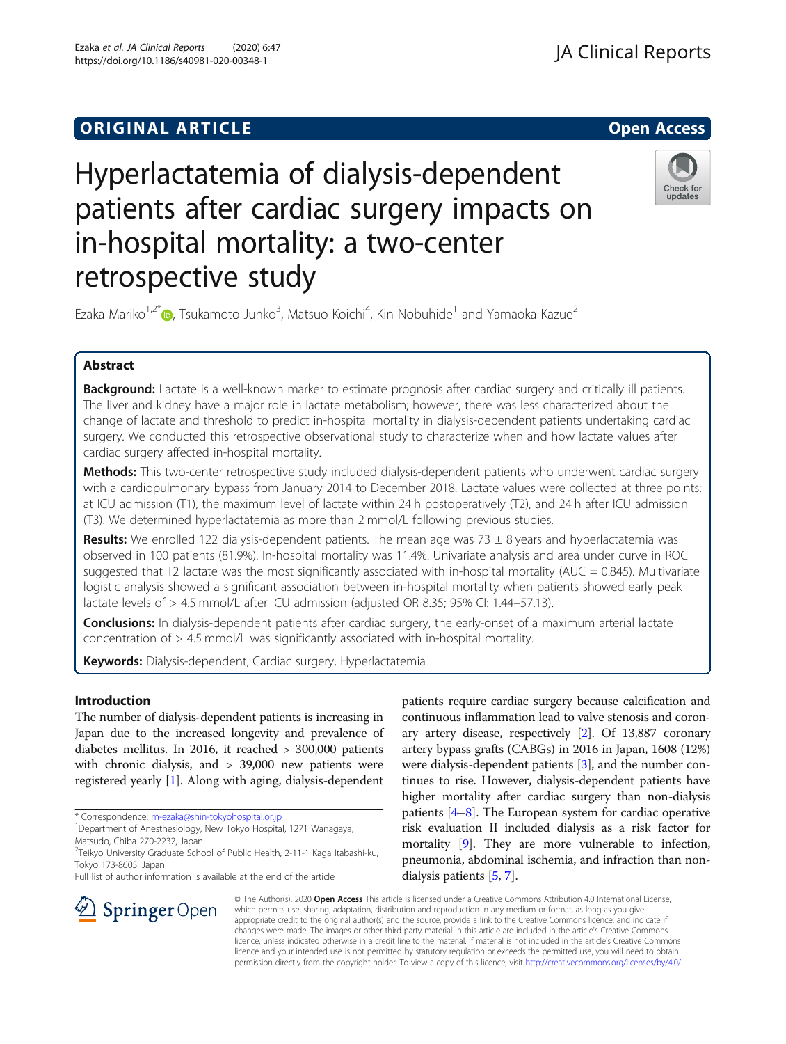ORIGINAL ARTICLE

Open Access

# Hyperlactatemia of dialysis-dependent patients after cardiac surgery impacts on in-hospital mortality: a two-center retrospective study

Ezaka Mariko[1,2*], Tsukamoto Junko[3], Matsuo Koichi[4], Kin Nobuhide[1] and Yamaoka Kazue[2]

## Abstract

**Background:** Lactate is a well-known marker to estimate prognosis after cardiac surgery and critically ill patients. The liver and kidney have a major role in lactate metabolism; however, there was less characterized about the change of lactate and threshold to predict in-hospital mortality in dialysis-dependent patients undertaking cardiac surgery. We conducted this retrospective observational study to characterize when and how lactate values after cardiac surgery affected in-hospital mortality.

**Methods:** This two-center retrospective study included dialysis-dependent patients who underwent cardiac surgery with a cardiopulmonary bypass from January 2014 to December 2018. Lactate values were collected at three points: at ICU admission (T1), the maximum level of lactate within 24 h postoperatively (T2), and 24 h after ICU admission (T3). We determined hyperlactatemia as more than 2 mmol/L following previous studies.

**Results:** We enrolled 122 dialysis-dependent patients. The mean age was 73 ± 8 years and hyperlactatemia was observed in 100 patients (81.9%). In-hospital mortality was 11.4%. Univariate analysis and area under curve in ROC suggested that T2 lactate was the most significantly associated with in-hospital mortality (AUC = 0.845). Multivariate logistic analysis showed a significant association between in-hospital mortality when patients showed early peak lactate levels of > 4.5 mmol/L after ICU admission (adjusted OR 8.35; 95% CI: 1.44–57.13).

**Conclusions:** In dialysis-dependent patients after cardiac surgery, the early-onset of a maximum arterial lactate concentration of > 4.5 mmol/L was significantly associated with in-hospital mortality.

**Keywords:** Dialysis-dependent, Cardiac surgery, Hyperlactatemia

## Introduction

The number of dialysis-dependent patients is increasing in Japan due to the increased longevity and prevalence of diabetes mellitus. In 2016, it reached > 300,000 patients with chronic dialysis, and > 39,000 new patients were registered yearly [1]. Along with aging, dialysis-dependent patients require cardiac surgery because calcification and continuous inflammation lead to valve stenosis and coronary artery disease, respectively [2]. Of 13,887 coronary artery bypass grafts (CABGs) in 2016 in Japan, 1608 (12%) were dialysis-dependent patients [3], and the number continues to rise. However, dialysis-dependent patients have higher mortality after cardiac surgery than non-dialysis patients [4–8]. The European system for cardiac operative risk evaluation II included dialysis as a risk factor for mortality [9]. They are more vulnerable to infection, pneumonia, abdominal ischemia, and infraction than non-dialysis patients [5, 7].

\* Correspondence: m-ezaka@shin-tokyohospital.or.jp
[1]Department of Anesthesiology, New Tokyo Hospital, 1271 Wanagaya, Matsudo, Chiba 270-2232, Japan
[2]Teikyo University Graduate School of Public Health, 2-11-1 Kaga Itabashi-ku, Tokyo 173-8605, Japan
Full list of author information is available at the end of the article

© The Author(s). 2020 **Open Access** This article is licensed under a Creative Commons Attribution 4.0 International License, which permits use, sharing, adaptation, distribution and reproduction in any medium or format, as long as you give appropriate credit to the original author(s) and the source, provide a link to the Creative Commons licence, and indicate if changes were made. The images or other third party material in this article are included in the article's Creative Commons licence, unless indicated otherwise in a credit line to the material. If material is not included in the article's Creative Commons licence and your intended use is not permitted by statutory regulation or exceeds the permitted use, you will need to obtain permission directly from the copyright holder. To view a copy of this licence, visit http://creativecommons.org/licenses/by/4.0/.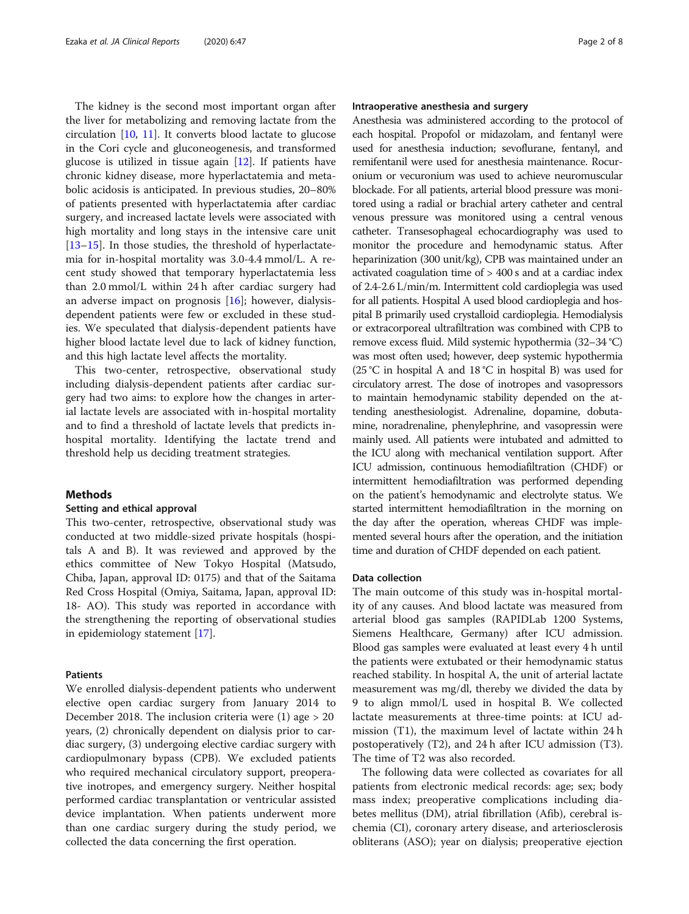The kidney is the second most important organ after the liver for metabolizing and removing lactate from the circulation [10, 11]. It converts blood lactate to glucose in the Cori cycle and gluconeogenesis, and transformed glucose is utilized in tissue again [12]. If patients have chronic kidney disease, more hyperlactatemia and metabolic acidosis is anticipated. In previous studies, 20–80% of patients presented with hyperlactatemia after cardiac surgery, and increased lactate levels were associated with high mortality and long stays in the intensive care unit [13–15]. In those studies, the threshold of hyperlactatemia for in-hospital mortality was 3.0-4.4 mmol/L. A recent study showed that temporary hyperlactatemia less than 2.0 mmol/L within 24 h after cardiac surgery had an adverse impact on prognosis [16]; however, dialysis-dependent patients were few or excluded in these studies. We speculated that dialysis-dependent patients have higher blood lactate level due to lack of kidney function, and this high lactate level affects the mortality.

This two-center, retrospective, observational study including dialysis-dependent patients after cardiac surgery had two aims: to explore how the changes in arterial lactate levels are associated with in-hospital mortality and to find a threshold of lactate levels that predicts in-hospital mortality. Identifying the lactate trend and threshold help us deciding treatment strategies.

## Methods

### Setting and ethical approval

This two-center, retrospective, observational study was conducted at two middle-sized private hospitals (hospitals A and B). It was reviewed and approved by the ethics committee of New Tokyo Hospital (Matsudo, Chiba, Japan, approval ID: 0175) and that of the Saitama Red Cross Hospital (Omiya, Saitama, Japan, approval ID: 18- AO). This study was reported in accordance with the strengthening the reporting of observational studies in epidemiology statement [17].

### Patients

We enrolled dialysis-dependent patients who underwent elective open cardiac surgery from January 2014 to December 2018. The inclusion criteria were (1) age > 20 years, (2) chronically dependent on dialysis prior to cardiac surgery, (3) undergoing elective cardiac surgery with cardiopulmonary bypass (CPB). We excluded patients who required mechanical circulatory support, preoperative inotropes, and emergency surgery. Neither hospital performed cardiac transplantation or ventricular assisted device implantation. When patients underwent more than one cardiac surgery during the study period, we collected the data concerning the first operation.

### Intraoperative anesthesia and surgery

Anesthesia was administered according to the protocol of each hospital. Propofol or midazolam, and fentanyl were used for anesthesia induction; sevoflurane, fentanyl, and remifentanil were used for anesthesia maintenance. Rocuronium or vecuronium was used to achieve neuromuscular blockade. For all patients, arterial blood pressure was monitored using a radial or brachial artery catheter and central venous pressure was monitored using a central venous catheter. Transesophageal echocardiography was used to monitor the procedure and hemodynamic status. After heparinization (300 unit/kg), CPB was maintained under an activated coagulation time of > 400 s and at a cardiac index of 2.4-2.6 L/min/m. Intermittent cold cardioplegia was used for all patients. Hospital A used blood cardioplegia and hospital B primarily used crystalloid cardioplegia. Hemodialysis or extracorporeal ultrafiltration was combined with CPB to remove excess fluid. Mild systemic hypothermia (32–34 °C) was most often used; however, deep systemic hypothermia (25 °C in hospital A and 18 °C in hospital B) was used for circulatory arrest. The dose of inotropes and vasopressors to maintain hemodynamic stability depended on the attending anesthesiologist. Adrenaline, dopamine, dobutamine, noradrenaline, phenylephrine, and vasopressin were mainly used. All patients were intubated and admitted to the ICU along with mechanical ventilation support. After ICU admission, continuous hemodiafiltration (CHDF) or intermittent hemodiafiltration was performed depending on the patient's hemodynamic and electrolyte status. We started intermittent hemodiafiltration in the morning on the day after the operation, whereas CHDF was implemented several hours after the operation, and the initiation time and duration of CHDF depended on each patient.

### Data collection

The main outcome of this study was in-hospital mortality of any causes. And blood lactate was measured from arterial blood gas samples (RAPIDLab 1200 Systems, Siemens Healthcare, Germany) after ICU admission. Blood gas samples were evaluated at least every 4 h until the patients were extubated or their hemodynamic status reached stability. In hospital A, the unit of arterial lactate measurement was mg/dl, thereby we divided the data by 9 to align mmol/L used in hospital B. We collected lactate measurements at three-time points: at ICU admission (T1), the maximum level of lactate within 24 h postoperatively (T2), and 24 h after ICU admission (T3). The time of T2 was also recorded.

The following data were collected as covariates for all patients from electronic medical records: age; sex; body mass index; preoperative complications including diabetes mellitus (DM), atrial fibrillation (Afib), cerebral ischemia (CI), coronary artery disease, and arteriosclerosis obliterans (ASO); year on dialysis; preoperative ejection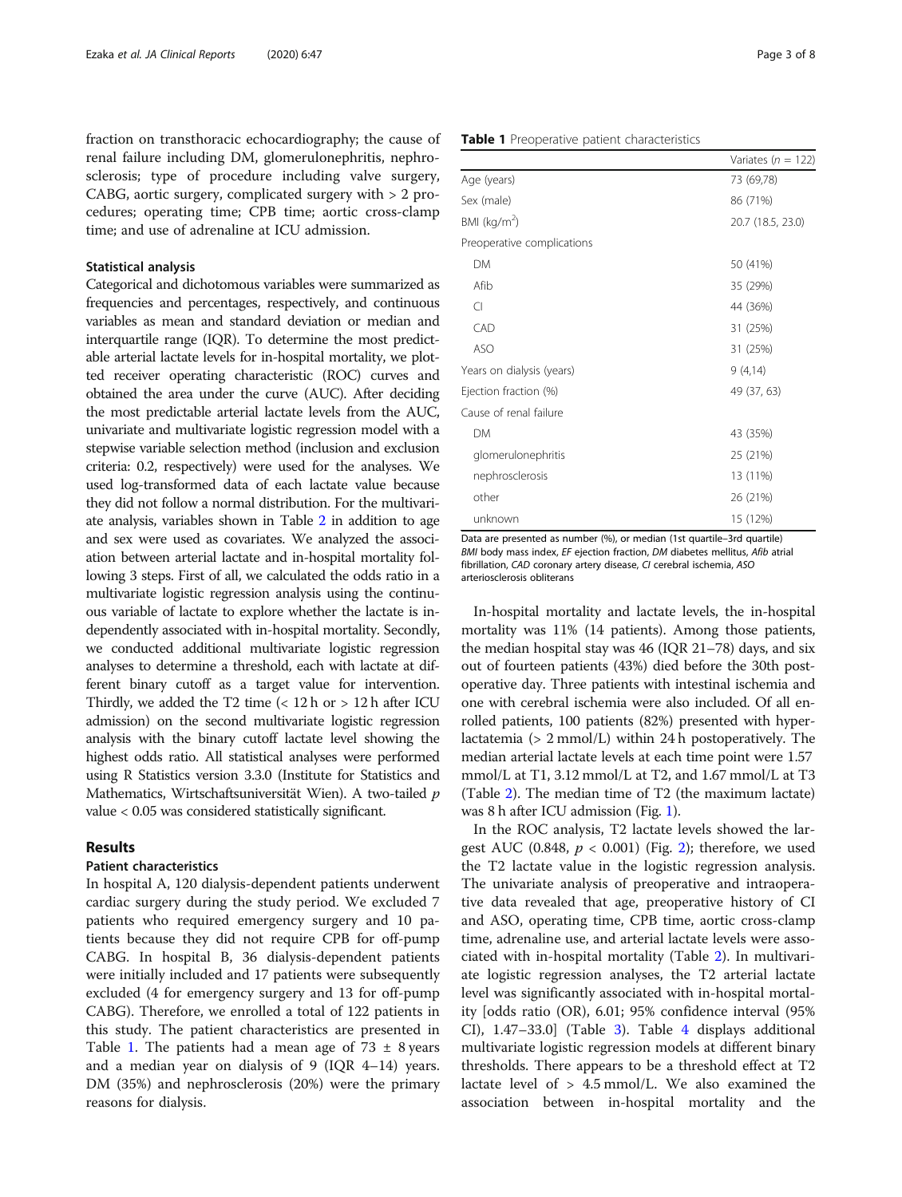fraction on transthoracic echocardiography; the cause of renal failure including DM, glomerulonephritis, nephrosclerosis; type of procedure including valve surgery, CABG, aortic surgery, complicated surgery with > 2 procedures; operating time; CPB time; aortic cross-clamp time; and use of adrenaline at ICU admission.

### Statistical analysis

Categorical and dichotomous variables were summarized as frequencies and percentages, respectively, and continuous variables as mean and standard deviation or median and interquartile range (IQR). To determine the most predictable arterial lactate levels for in-hospital mortality, we plotted receiver operating characteristic (ROC) curves and obtained the area under the curve (AUC). After deciding the most predictable arterial lactate levels from the AUC, univariate and multivariate logistic regression model with a stepwise variable selection method (inclusion and exclusion criteria: 0.2, respectively) were used for the analyses. We used log-transformed data of each lactate value because they did not follow a normal distribution. For the multivariate analysis, variables shown in Table 2 in addition to age and sex were used as covariates. We analyzed the association between arterial lactate and in-hospital mortality following 3 steps. First of all, we calculated the odds ratio in a multivariate logistic regression analysis using the continuous variable of lactate to explore whether the lactate is independently associated with in-hospital mortality. Secondly, we conducted additional multivariate logistic regression analyses to determine a threshold, each with lactate at different binary cutoff as a target value for intervention. Thirdly, we added the T2 time (< 12 h or > 12 h after ICU admission) on the second multivariate logistic regression analysis with the binary cutoff lactate level showing the highest odds ratio. All statistical analyses were performed using R Statistics version 3.3.0 (Institute for Statistics and Mathematics, Wirtschaftsuniversität Wien). A two-tailed $p$ value < 0.05 was considered statistically significant.

## Results

### Patient characteristics

In hospital A, 120 dialysis-dependent patients underwent cardiac surgery during the study period. We excluded 7 patients who required emergency surgery and 10 patients because they did not require CPB for off-pump CABG. In hospital B, 36 dialysis-dependent patients were initially included and 17 patients were subsequently excluded (4 for emergency surgery and 13 for off-pump CABG). Therefore, we enrolled a total of 122 patients in this study. The patient characteristics are presented in Table 1. The patients had a mean age of 73 ± 8 years and a median year on dialysis of 9 (IQR 4–14) years. DM (35%) and nephrosclerosis (20%) were the primary reasons for dialysis.

**Table 1** Preoperative patient characteristics

| | Variates ($n$ = 122) |
|---|---|
| Age (years) | 73 (69,78) |
| Sex (male) | 86 (71%) |
| BMI (kg/m$^2$) | 20.7 (18.5, 23.0) |
| Preoperative complications | |
| DM | 50 (41%) |
| Afib | 35 (29%) |
| CI | 44 (36%) |
| CAD | 31 (25%) |
| ASO | 31 (25%) |
| Years on dialysis (years) | 9 (4,14) |
| Ejection fraction (%) | 49 (37, 63) |
| Cause of renal failure | |
| DM | 43 (35%) |
| glomerulonephritis | 25 (21%) |
| nephrosclerosis | 13 (11%) |
| other | 26 (21%) |
| unknown | 15 (12%) |

Data are presented as number (%), or median (1st quartile–3rd quartile)
*BMI* body mass index, *EF* ejection fraction, *DM* diabetes mellitus, *Afib* atrial fibrillation, *CAD* coronary artery disease, *CI* cerebral ischemia, *ASO* arteriosclerosis obliterans

In-hospital mortality and lactate levels, the in-hospital mortality was 11% (14 patients). Among those patients, the median hospital stay was 46 (IQR 21–78) days, and six out of fourteen patients (43%) died before the 30th postoperative day. Three patients with intestinal ischemia and one with cerebral ischemia were also included. Of all enrolled patients, 100 patients (82%) presented with hyperlactatemia (> 2 mmol/L) within 24 h postoperatively. The median arterial lactate levels at each time point were 1.57 mmol/L at T1, 3.12 mmol/L at T2, and 1.67 mmol/L at T3 (Table 2). The median time of T2 (the maximum lactate) was 8 h after ICU admission (Fig. 1).

In the ROC analysis, T2 lactate levels showed the largest AUC (0.848, $p$ < 0.001) (Fig. 2); therefore, we used the T2 lactate value in the logistic regression analysis. The univariate analysis of preoperative and intraoperative data revealed that age, preoperative history of CI and ASO, operating time, CPB time, aortic cross-clamp time, adrenaline use, and arterial lactate levels were associated with in-hospital mortality (Table 2). In multivariate logistic regression analyses, the T2 arterial lactate level was significantly associated with in-hospital mortality [odds ratio (OR), 6.01; 95% confidence interval (95% CI), 1.47–33.0] (Table 3). Table 4 displays additional multivariate logistic regression models at different binary thresholds. There appears to be a threshold effect at T2 lactate level of > 4.5 mmol/L. We also examined the association between in-hospital mortality and the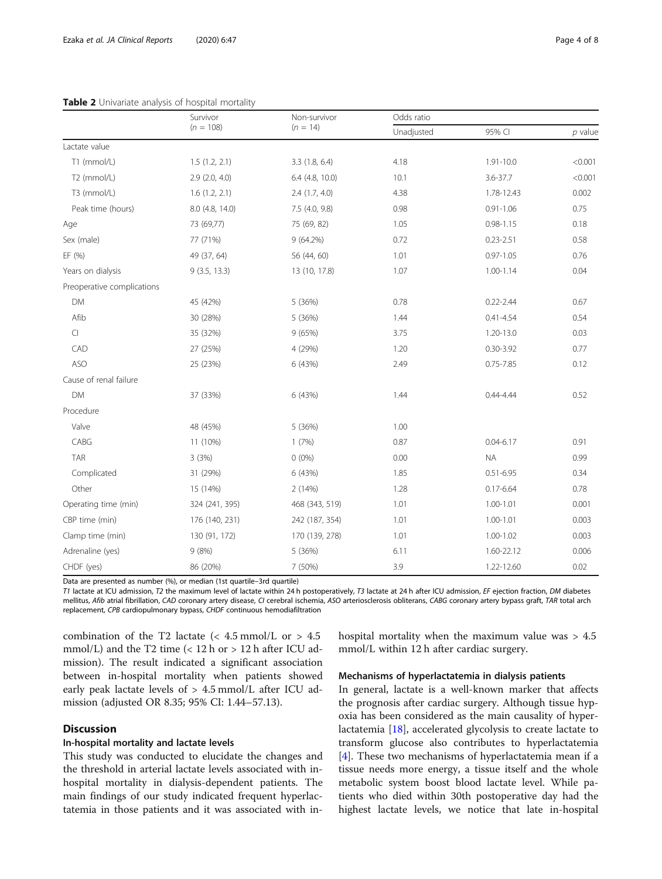**Table 2** Univariate analysis of hospital mortality

| | Survivor ($n$ = 108) | Non-survivor ($n$ = 14) | Odds ratio | | |
|---|---|---|---|---|---|
| | | | Unadjusted | 95% CI | *p* value |
| Lactate value | | | | | |
| T1 (mmol/L) | 1.5 (1.2, 2.1) | 3.3 (1.8, 6.4) | 4.18 | 1.91-10.0 | <0.001 |
| T2 (mmol/L) | 2.9 (2.0, 4.0) | 6.4 (4.8, 10.0) | 10.1 | 3.6-37.7 | <0.001 |
| T3 (mmol/L) | 1.6 (1.2, 2.1) | 2.4 (1.7, 4.0) | 4.38 | 1.78-12.43 | 0.002 |
| Peak time (hours) | 8.0 (4.8, 14.0) | 7.5 (4.0, 9.8) | 0.98 | 0.91-1.06 | 0.75 |
| Age | 73 (69,77) | 75 (69, 82) | 1.05 | 0.98-1.15 | 0.18 |
| Sex (male) | 77 (71%) | 9 (64.2%) | 0.72 | 0.23-2.51 | 0.58 |
| EF (%) | 49 (37, 64) | 56 (44, 60) | 1.01 | 0.97-1.05 | 0.76 |
| Years on dialysis | 9 (3.5, 13.3) | 13 (10, 17.8) | 1.07 | 1.00-1.14 | 0.04 |
| Preoperative complications | | | | | |
| DM | 45 (42%) | 5 (36%) | 0.78 | 0.22-2.44 | 0.67 |
| Afib | 30 (28%) | 5 (36%) | 1.44 | 0.41-4.54 | 0.54 |
| CI | 35 (32%) | 9 (65%) | 3.75 | 1.20-13.0 | 0.03 |
| CAD | 27 (25%) | 4 (29%) | 1.20 | 0.30-3.92 | 0.77 |
| ASO | 25 (23%) | 6 (43%) | 2.49 | 0.75-7.85 | 0.12 |
| Cause of renal failure | | | | | |
| DM | 37 (33%) | 6 (43%) | 1.44 | 0.44-4.44 | 0.52 |
| Procedure | | | | | |
| Valve | 48 (45%) | 5 (36%) | 1.00 | | |
| CABG | 11 (10%) | 1 (7%) | 0.87 | 0.04-6.17 | 0.91 |
| TAR | 3 (3%) | 0 (0%) | 0.00 | NA | 0.99 |
| Complicated | 31 (29%) | 6 (43%) | 1.85 | 0.51-6.95 | 0.34 |
| Other | 15 (14%) | 2 (14%) | 1.28 | 0.17-6.64 | 0.78 |
| Operating time (min) | 324 (241, 395) | 468 (343, 519) | 1.01 | 1.00-1.01 | 0.001 |
| CBP time (min) | 176 (140, 231) | 242 (187, 354) | 1.01 | 1.00-1.01 | 0.003 |
| Clamp time (min) | 130 (91, 172) | 170 (139, 278) | 1.01 | 1.00-1.02 | 0.003 |
| Adrenaline (yes) | 9 (8%) | 5 (36%) | 6.11 | 1.60-22.12 | 0.006 |
| CHDF (yes) | 86 (20%) | 7 (50%) | 3.9 | 1.22-12.60 | 0.02 |

Data are presented as number (%), or median (1st quartile–3rd quartile)

*T1* lactate at ICU admission, *T2* the maximum level of lactate within 24 h postoperatively, *T3* lactate at 24 h after ICU admission, *EF* ejection fraction, *DM* diabetes mellitus, *Afib* atrial fibrillation, *CAD* coronary artery disease, *CI* cerebral ischemia, *ASO* arteriosclerosis obliterans, *CABG* coronary artery bypass graft, *TAR* total arch replacement, *CPB* cardiopulmonary bypass, *CHDF* continuous hemodiafiltration

combination of the T2 lactate (< 4.5 mmol/L or > 4.5 mmol/L) and the T2 time (< 12 h or > 12 h after ICU admission). The result indicated a significant association between in-hospital mortality when patients showed early peak lactate levels of > 4.5 mmol/L after ICU admission (adjusted OR 8.35; 95% CI: 1.44–57.13).

## Discussion

### In-hospital mortality and lactate levels

This study was conducted to elucidate the changes and the threshold in arterial lactate levels associated with in-hospital mortality in dialysis-dependent patients. The main findings of our study indicated frequent hyperlactatemia in those patients and it was associated with in-hospital mortality when the maximum value was > 4.5 mmol/L within 12 h after cardiac surgery.

### Mechanisms of hyperlactatemia in dialysis patients

In general, lactate is a well-known marker that affects the prognosis after cardiac surgery. Although tissue hypoxia has been considered as the main causality of hyperlactatemia [18], accelerated glycolysis to create lactate to transform glucose also contributes to hyperlactatemia [4]. These two mechanisms of hyperlactatemia mean if a tissue needs more energy, a tissue itself and the whole metabolic system boost blood lactate level. While patients who died within 30th postoperative day had the highest lactate levels, we notice that late in-hospital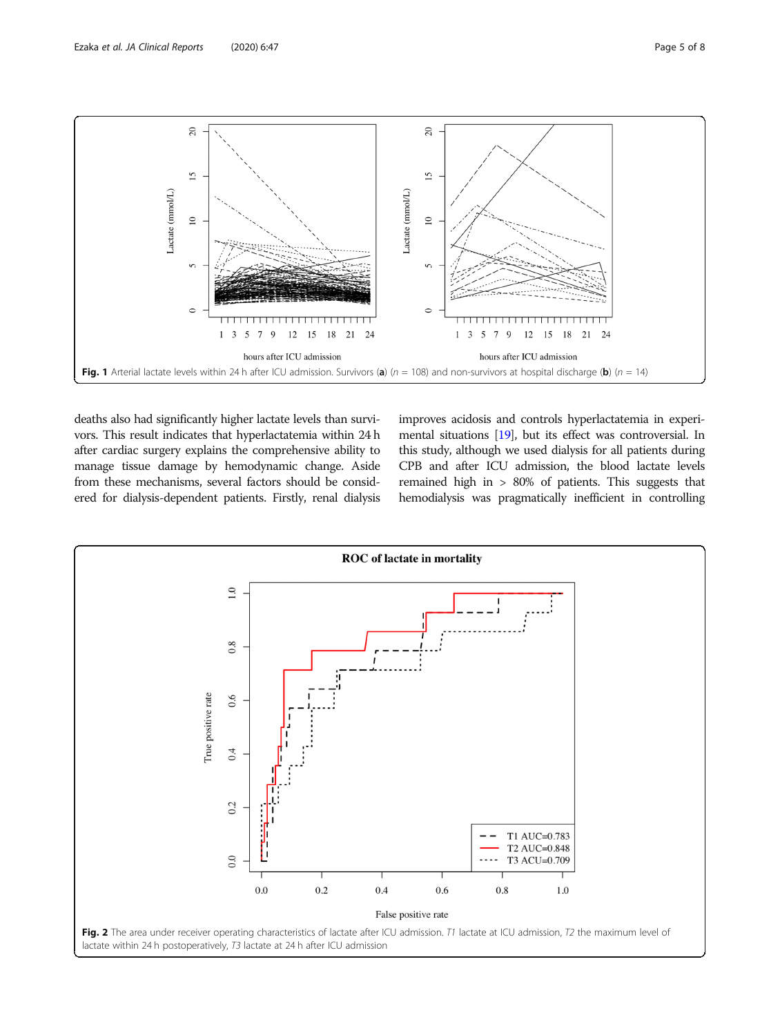Fig. 1 Arterial lactate levels within 24 h after ICU admission. Survivors (**a**) ($n$ = 108) and non-survivors at hospital discharge (**b**) ($n$ = 14)

deaths also had significantly higher lactate levels than survivors. This result indicates that hyperlactatemia within 24 h after cardiac surgery explains the comprehensive ability to manage tissue damage by hemodynamic change. Aside from these mechanisms, several factors should be considered for dialysis-dependent patients. Firstly, renal dialysis improves acidosis and controls hyperlactatemia in experimental situations [19], but its effect was controversial. In this study, although we used dialysis for all patients during CPB and after ICU admission, the blood lactate levels remained high in > 80% of patients. This suggests that hemodialysis was pragmatically inefficient in controlling

Fig. 2 The area under receiver operating characteristics of lactate after ICU admission. *T1* lactate at ICU admission, *T2* the maximum level of lactate within 24 h postoperatively, *T3* lactate at 24 h after ICU admission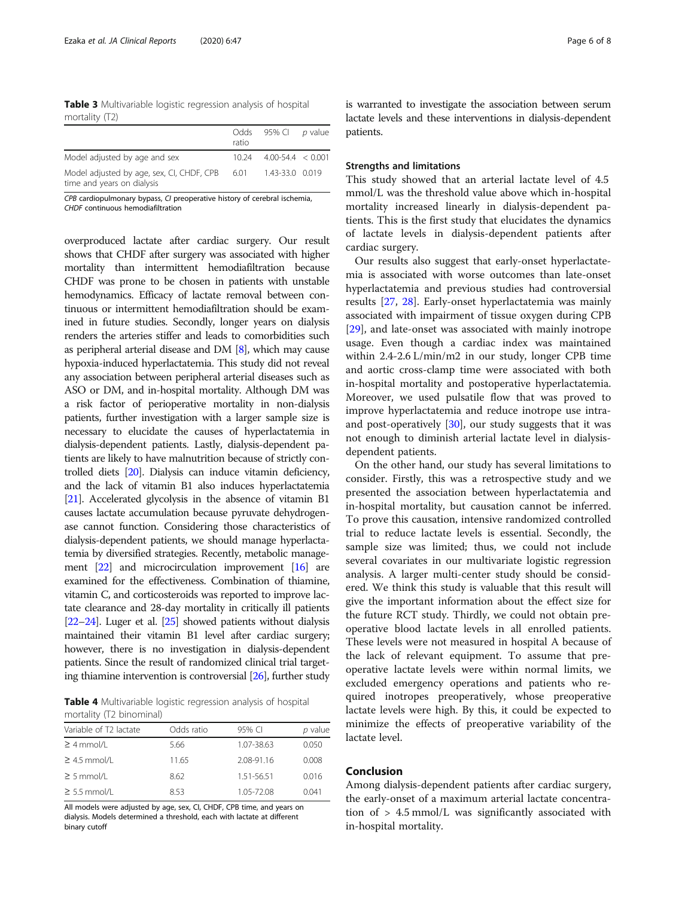**Table 3** Multivariable logistic regression analysis of hospital mortality (T2)

| | Odds ratio | 95% CI | *p* value |
|---|---|---|---|
| Model adjusted by age and sex | 10.24 | 4.00-54.4 | < 0.001 |
| Model adjusted by age, sex, CI, CHDF, CPB time and years on dialysis | 6.01 | 1.43-33.0 | 0.019 |

*CPB* cardiopulmonary bypass, *CI* preoperative history of cerebral ischemia, *CHDF* continuous hemodiafiltration

overproduced lactate after cardiac surgery. Our result shows that CHDF after surgery was associated with higher mortality than intermittent hemodiafiltration because CHDF was prone to be chosen in patients with unstable hemodynamics. Efficacy of lactate removal between continuous or intermittent hemodiafiltration should be examined in future studies. Secondly, longer years on dialysis renders the arteries stiffer and leads to comorbidities such as peripheral arterial disease and DM [8], which may cause hypoxia-induced hyperlactatemia. This study did not reveal any association between peripheral arterial diseases such as ASO or DM, and in-hospital mortality. Although DM was a risk factor of perioperative mortality in non-dialysis patients, further investigation with a larger sample size is necessary to elucidate the causes of hyperlactatemia in dialysis-dependent patients. Lastly, dialysis-dependent patients are likely to have malnutrition because of strictly controlled diets [20]. Dialysis can induce vitamin deficiency, and the lack of vitamin B1 also induces hyperlactatemia [21]. Accelerated glycolysis in the absence of vitamin B1 causes lactate accumulation because pyruvate dehydrogenase cannot function. Considering those characteristics of dialysis-dependent patients, we should manage hyperlactatemia by diversified strategies. Recently, metabolic management [22] and microcirculation improvement [16] are examined for the effectiveness. Combination of thiamine, vitamin C, and corticosteroids was reported to improve lactate clearance and 28-day mortality in critically ill patients [22–24]. Luger et al. [25] showed patients without dialysis maintained their vitamin B1 level after cardiac surgery; however, there is no investigation in dialysis-dependent patients. Since the result of randomized clinical trial targeting thiamine intervention is controversial [26], further study is warranted to investigate the association between serum lactate levels and these interventions in dialysis-dependent patients.

**Table 4** Multivariable logistic regression analysis of hospital mortality (T2 binominal)

| Variable of T2 lactate | Odds ratio | 95% CI | *p* value |
|---|---|---|---|
| ≥ 4 mmol/L | 5.66 | 1.07-38.63 | 0.050 |
| ≥ 4.5 mmol/L | 11.65 | 2.08-91.16 | 0.008 |
| ≥ 5 mmol/L | 8.62 | 1.51-56.51 | 0.016 |
| ≥ 5.5 mmol/L | 8.53 | 1.05-72.08 | 0.041 |

All models were adjusted by age, sex, CI, CHDF, CPB time, and years on dialysis. Models determined a threshold, each with lactate at different binary cutoff

### Strengths and limitations

This study showed that an arterial lactate level of 4.5 mmol/L was the threshold value above which in-hospital mortality increased linearly in dialysis-dependent patients. This is the first study that elucidates the dynamics of lactate levels in dialysis-dependent patients after cardiac surgery.

Our results also suggest that early-onset hyperlactatemia is associated with worse outcomes than late-onset hyperlactatemia and previous studies had controversial results [27, 28]. Early-onset hyperlactatemia was mainly associated with impairment of tissue oxygen during CPB [29], and late-onset was associated with mainly inotrope usage. Even though a cardiac index was maintained within 2.4-2.6 L/min/m2 in our study, longer CPB time and aortic cross-clamp time were associated with both in-hospital mortality and postoperative hyperlactatemia. Moreover, we used pulsatile flow that was proved to improve hyperlactatemia and reduce inotrope use intra- and post-operatively [30], our study suggests that it was not enough to diminish arterial lactate level in dialysis-dependent patients.

On the other hand, our study has several limitations to consider. Firstly, this was a retrospective study and we presented the association between hyperlactatemia and in-hospital mortality, but causation cannot be inferred. To prove this causation, intensive randomized controlled trial to reduce lactate levels is essential. Secondly, the sample size was limited; thus, we could not include several covariates in our multivariate logistic regression analysis. A larger multi-center study should be considered. We think this study is valuable that this result will give the important information about the effect size for the future RCT study. Thirdly, we could not obtain preoperative blood lactate levels in all enrolled patients. These levels were not measured in hospital A because of the lack of relevant equipment. To assume that preoperative lactate levels were within normal limits, we excluded emergency operations and patients who required inotropes preoperatively, whose preoperative lactate levels were high. By this, it could be expected to minimize the effects of preoperative variability of the lactate level.

## Conclusion

Among dialysis-dependent patients after cardiac surgery, the early-onset of a maximum arterial lactate concentration of > 4.5 mmol/L was significantly associated with in-hospital mortality.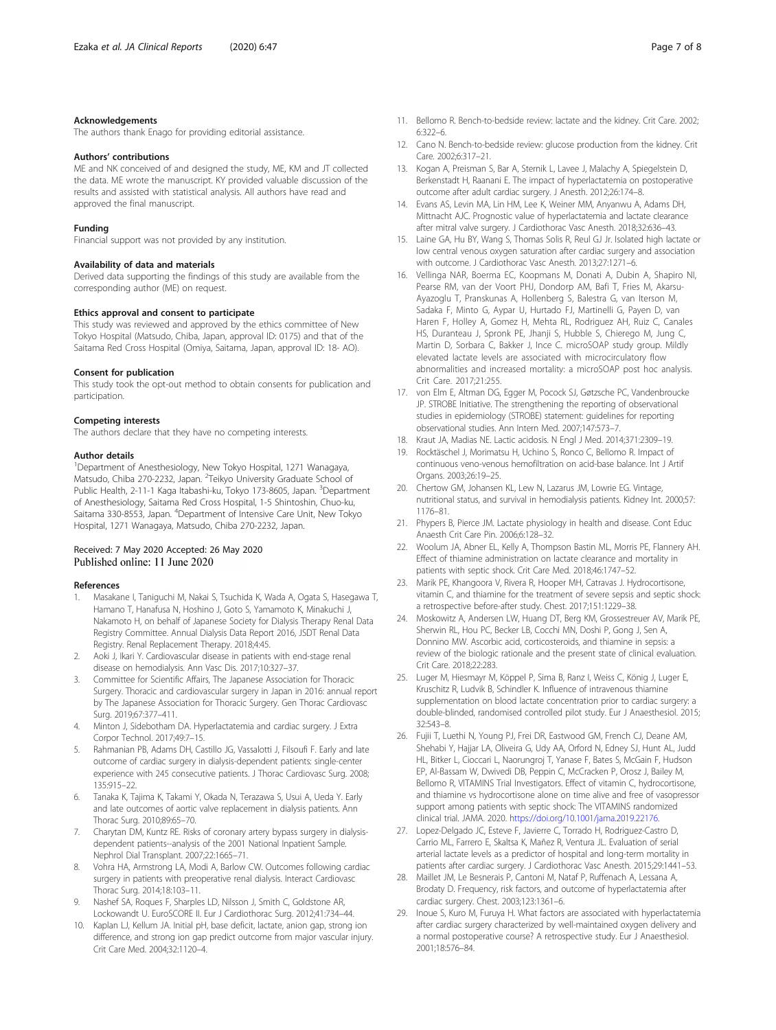## Acknowledgements

The authors thank Enago for providing editorial assistance.

## Authors' contributions

ME and NK conceived of and designed the study, ME, KM and JT collected the data. ME wrote the manuscript. KY provided valuable discussion of the results and assisted with statistical analysis. All authors have read and approved the final manuscript.

## Funding

Financial support was not provided by any institution.

## Availability of data and materials

Derived data supporting the findings of this study are available from the corresponding author (ME) on request.

## Ethics approval and consent to participate

This study was reviewed and approved by the ethics committee of New Tokyo Hospital (Matsudo, Chiba, Japan, approval ID: 0175) and that of the Saitama Red Cross Hospital (Omiya, Saitama, Japan, approval ID: 18- AO).

## Consent for publication

This study took the opt-out method to obtain consents for publication and participation.

## Competing interests

The authors declare that they have no competing interests.

## Author details

[1]Department of Anesthesiology, New Tokyo Hospital, 1271 Wanagaya, Matsudo, Chiba 270-2232, Japan. [2]Teikyo University Graduate School of Public Health, 2-11-1 Kaga Itabashi-ku, Tokyo 173-8605, Japan. [3]Department of Anesthesiology, Saitama Red Cross Hospital, 1-5 Shintoshin, Chuo-ku, Saitama 330-8553, Japan. [4]Department of Intensive Care Unit, New Tokyo Hospital, 1271 Wanagaya, Matsudo, Chiba 270-2232, Japan.

Received: 7 May 2020 Accepted: 26 May 2020
Published online: 11 June 2020

## References

1. Masakane I, Taniguchi M, Nakai S, Tsuchida K, Wada A, Ogata S, Hasegawa T, Hamano T, Hanafusa N, Hoshino J, Goto S, Yamamoto K, Minakuchi J, Nakamoto H, on behalf of Japanese Society for Dialysis Therapy Renal Data Registry Committee. Annual Dialysis Data Report 2016, JSDT Renal Data Registry. Renal Replacement Therapy. 2018;4:45.
2. Aoki J, Ikari Y. Cardiovascular disease in patients with end-stage renal disease on hemodialysis. Ann Vasc Dis. 2017;10:327–37.
3. Committee for Scientific Affairs, The Japanese Association for Thoracic Surgery. Thoracic and cardiovascular surgery in Japan in 2016: annual report by The Japanese Association for Thoracic Surgery. Gen Thorac Cardiovasc Surg. 2019;67:377–411.
4. Minton J, Sidebotham DA. Hyperlactatemia and cardiac surgery. J Extra Corpor Technol. 2017;49:7–15.
5. Rahmanian PB, Adams DH, Castillo JG, Vassalotti J, Filsoufi F. Early and late outcome of cardiac surgery in dialysis-dependent patients: single-center experience with 245 consecutive patients. J Thorac Cardiovasc Surg. 2008;135:915–22.
6. Tanaka K, Tajima K, Takami Y, Okada N, Terazawa S, Usui A, Ueda Y. Early and late outcomes of aortic valve replacement in dialysis patients. Ann Thorac Surg. 2010;89:65–70.
7. Charytan DM, Kuntz RE. Risks of coronary artery bypass surgery in dialysis-dependent patients--analysis of the 2001 National Inpatient Sample. Nephrol Dial Transplant. 2007;22:1665–71.
8. Vohra HA, Armstrong LA, Modi A, Barlow CW. Outcomes following cardiac surgery in patients with preoperative renal dialysis. Interact Cardiovasc Thorac Surg. 2014;18:103–11.
9. Nashef SA, Roques F, Sharples LD, Nilsson J, Smith C, Goldstone AR, Lockowandt U. EuroSCORE II. Eur J Cardiothorac Surg. 2012;41:734–44.
10. Kaplan LJ, Kellum JA. Initial pH, base deficit, lactate, anion gap, strong ion difference, and strong ion gap predict outcome from major vascular injury. Crit Care Med. 2004;32:1120–4.
11. Bellomo R. Bench-to-bedside review: lactate and the kidney. Crit Care. 2002;6:322–6.
12. Cano N. Bench-to-bedside review: glucose production from the kidney. Crit Care. 2002;6:317–21.
13. Kogan A, Preisman S, Bar A, Sternik L, Lavee J, Malachy A, Spiegelstein D, Berkenstadt H, Raanani E. The impact of hyperlactatemia on postoperative outcome after adult cardiac surgery. J Anesth. 2012;26:174–8.
14. Evans AS, Levin MA, Lin HM, Lee K, Weiner MM, Anyanwu A, Adams DH, Mittnacht AJC. Prognostic value of hyperlactatemia and lactate clearance after mitral valve surgery. J Cardiothorac Vasc Anesth. 2018;32:636–43.
15. Laine GA, Hu BY, Wang S, Thomas Solis R, Reul GJ Jr. Isolated high lactate or low central venous oxygen saturation after cardiac surgery and association with outcome. J Cardiothorac Vasc Anesth. 2013;27:1271–6.
16. Vellinga NAR, Boerma EC, Koopmans M, Donati A, Dubin A, Shapiro NI, Pearse RM, van der Voort PHJ, Dondorp AM, Bafi T, Fries M, Akarsu-Ayazoglu T, Pranskunas A, Hollenberg S, Balestra G, van Iterson M, Sadaka F, Minto G, Aypar U, Hurtado FJ, Martinelli G, Payen D, van Haren F, Holley A, Gomez H, Mehta RL, Rodriguez AH, Ruiz C, Canales HS, Duranteau J, Spronk PE, Jhanji S, Hubble S, Chierego M, Jung C, Martin D, Sorbara C, Bakker J, Ince C. microSOAP study group. Mildly elevated lactate levels are associated with microcirculatory flow abnormalities and increased mortality: a microSOAP post hoc analysis. Crit Care. 2017;21:255.
17. von Elm E, Altman DG, Egger M, Pocock SJ, Gøtzsche PC, Vandenbroucke JP. STROBE Initiative. The strengthening the reporting of observational studies in epidemiology (STROBE) statement: guidelines for reporting observational studies. Ann Intern Med. 2007;147:573–7.
18. Kraut JA, Madias NE. Lactic acidosis. N Engl J Med. 2014;371:2309–19.
19. Rocktäschel J, Morimatsu H, Uchino S, Ronco C, Bellomo R. Impact of continuous veno-venous hemofiltration on acid-base balance. Int J Artif Organs. 2003;26:19–25.
20. Chertow GM, Johansen KL, Lew N, Lazarus JM, Lowrie EG. Vintage, nutritional status, and survival in hemodialysis patients. Kidney Int. 2000;57:1176–81.
21. Phypers B, Pierce JM. Lactate physiology in health and disease. Cont Educ Anaesth Crit Care Pin. 2006;6:128–32.
22. Woolum JA, Abner EL, Kelly A, Thompson Bastin ML, Morris PE, Flannery AH. Effect of thiamine administration on lactate clearance and mortality in patients with septic shock. Crit Care Med. 2018;46:1747–52.
23. Marik PE, Khangoora V, Rivera R, Hooper MH, Catravas J. Hydrocortisone, vitamin C, and thiamine for the treatment of severe sepsis and septic shock: a retrospective before-after study. Chest. 2017;151:1229–38.
24. Moskowitz A, Andersen LW, Huang DT, Berg KM, Grossestreuer AV, Marik PE, Sherwin RL, Hou PC, Becker LB, Cocchi MN, Doshi P, Gong J, Sen A, Donnino MW. Ascorbic acid, corticosteroids, and thiamine in sepsis: a review of the biologic rationale and the present state of clinical evaluation. Crit Care. 2018;22:283.
25. Luger M, Hiesmayr M, Köppel P, Sima B, Ranz I, Weiss C, König J, Luger E, Kruschitz R, Ludvik B, Schindler K. Influence of intravenous thiamine supplementation on blood lactate concentration prior to cardiac surgery: a double-blinded, randomised controlled pilot study. Eur J Anaesthesiol. 2015;32:543–8.
26. Fujii T, Luethi N, Young PJ, Frei DR, Eastwood GM, French CJ, Deane AM, Shehabi Y, Hajjar LA, Oliveira G, Udy AA, Orford N, Edney SJ, Hunt AL, Judd HL, Bitker L, Cioccari L, Naorungroj T, Yanase F, Bates S, McGain F, Hudson EP, Al-Bassam W, Dwivedi DB, Peppin C, McCracken P, Orosz J, Bailey M, Bellomo R, VITAMINS Trial Investigators. Effect of vitamin C, hydrocortisone, and thiamine vs hydrocortisone alone on time alive and free of vasopressor support among patients with septic shock: The VITAMINS randomized clinical trial. JAMA. 2020. https://doi.org/10.1001/jama.2019.22176.
27. Lopez-Delgado JC, Esteve F, Javierre C, Torrado H, Rodriguez-Castro D, Carrio ML, Farrero E, Skaltsa K, Mañez R, Ventura JL. Evaluation of serial arterial lactate levels as a predictor of hospital and long-term mortality in patients after cardiac surgery. J Cardiothorac Vasc Anesth. 2015;29:1441–53.
28. Maillet JM, Le Besnerais P, Cantoni M, Nataf P, Ruffenach A, Lessana A, Brodaty D. Frequency, risk factors, and outcome of hyperlactatemia after cardiac surgery. Chest. 2003;123:1361–6.
29. Inoue S, Kuro M, Furuya H. What factors are associated with hyperlactatemia after cardiac surgery characterized by well-maintained oxygen delivery and a normal postoperative course? A retrospective study. Eur J Anaesthesiol. 2001;18:576–84.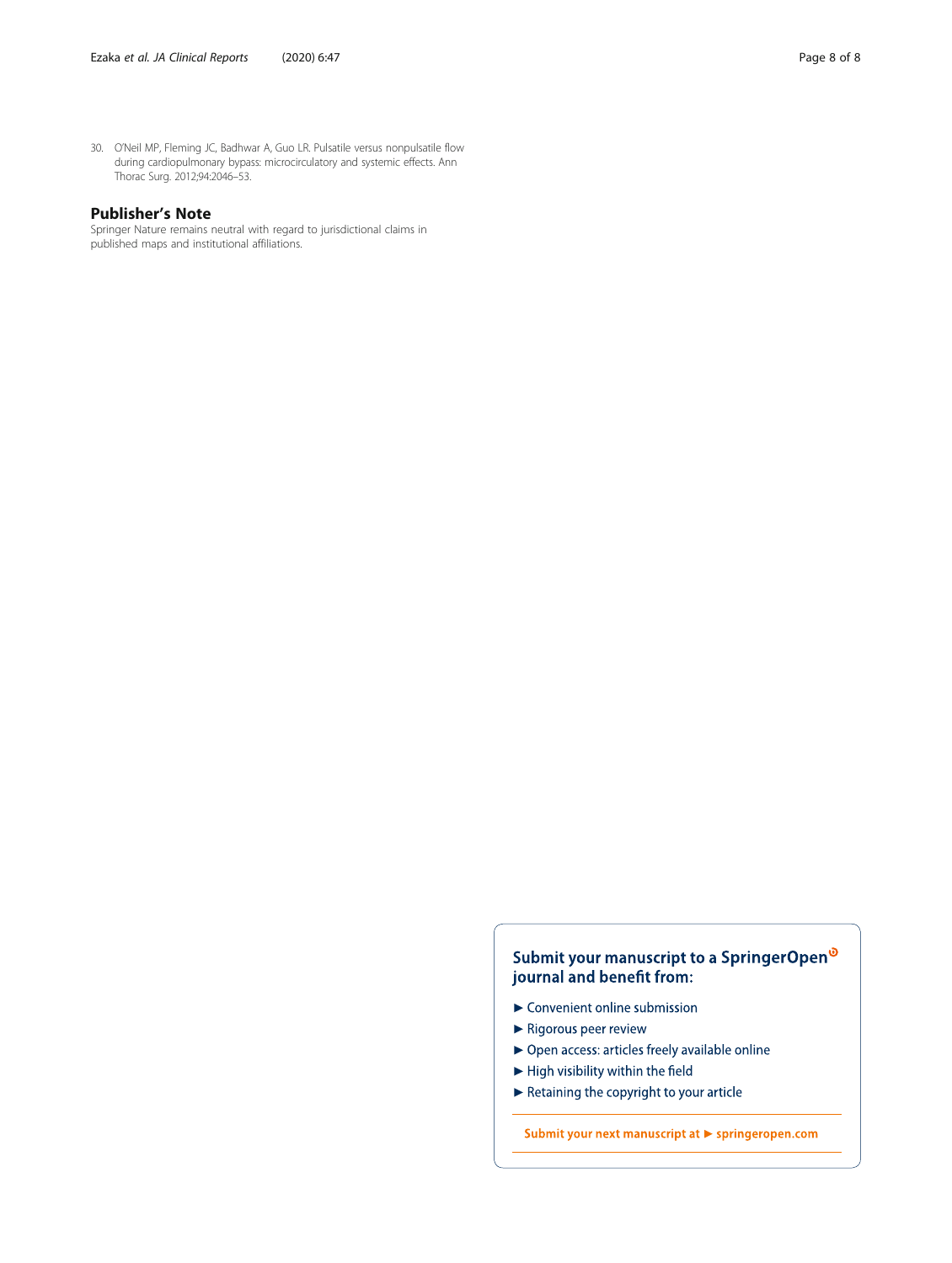30. O'Neil MP, Fleming JC, Badhwar A, Guo LR. Pulsatile versus nonpulsatile flow during cardiopulmonary bypass: microcirculatory and systemic effects. Ann Thorac Surg. 2012;94:2046–53.

## Publisher's Note

Springer Nature remains neutral with regard to jurisdictional claims in published maps and institutional affiliations.

**Submit your manuscript to a SpringerOpen journal and benefit from:**

- ► Convenient online submission
- ► Rigorous peer review
- ► Open access: articles freely available online
- ► High visibility within the field
- ► Retaining the copyright to your article

**Submit your next manuscript at ► springeropen.com**